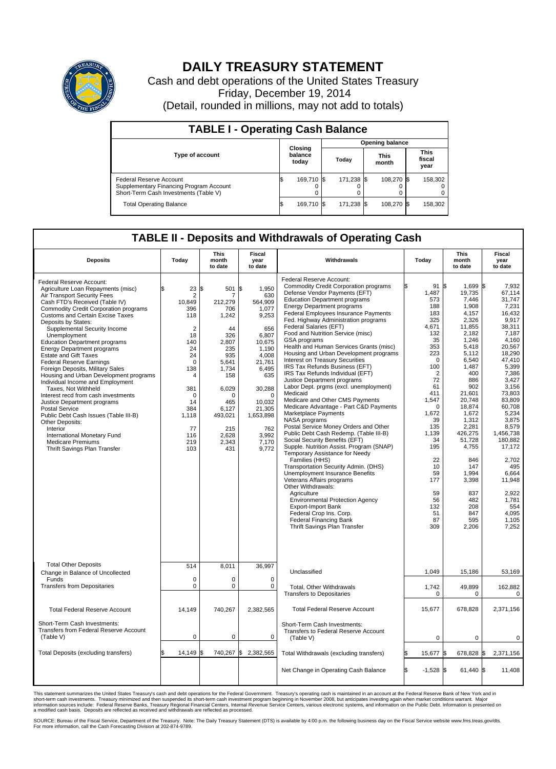# DAILY TREASURY STATEMENT

Cash and debt operations of the United States Treasury

Friday, December 19, 2014

(Detail, rounded in millions, may not add to totals)

## TABLE I - Operating Cash Balance

| Type of account | Closing balance today | Opening balance Today | Opening balance This month | Opening balance This fiscal year |
|---|---|---|---|---|
| Federal Reserve Account | $ 169,710 | $ 171,238 | $ 108,270 | $ 158,302 |
| Supplementary Financing Program Account | 0 | 0 | 0 | 0 |
| Short-Term Cash Investments (Table V) | 0 | 0 | 0 | 0 |
| Total Operating Balance | $ 169,710 | $ 171,238 | $ 108,270 | $ 158,302 |

## TABLE II - Deposits and Withdrawals of Operating Cash

| Deposits | Today | This month to date | Fiscal year to date | Withdrawals | Today | This month to date | Fiscal year to date |
|---|---|---|---|---|---|---|---|
| Federal Reserve Account: | | | | Federal Reserve Account: | | | |
| Agriculture Loan Repayments (misc) | $ 23 | $ 501 | $ 1,950 | Commodity Credit Corporation programs | $ 91 | $ 1,699 | $ 7,932 |
| Air Transport Security Fees | 2 | 7 | 630 | Defense Vendor Payments (EFT) | 1,487 | 19,735 | 67,114 |
| Cash FTD's Received (Table IV) | 10,849 | 212,279 | 564,909 | Education Department programs | 573 | 7,446 | 31,747 |
| Commodity Credit Corporation programs | 396 | 706 | 1,077 | Energy Department programs | 188 | 1,908 | 7,231 |
| Customs and Certain Excise Taxes | 118 | 1,242 | 9,253 | Federal Employees Insurance Payments | 183 | 4,157 | 16,432 |
| Deposits by States: | | | | Fed. Highway Administration programs | 325 | 2,326 | 9,917 |
| Supplemental Security Income | 2 | 44 | 656 | Federal Salaries (EFT) | 4,671 | 11,855 | 38,311 |
| Unemployment | 18 | 326 | 6,807 | Food and Nutrition Service (misc) | 132 | 2,182 | 7,187 |
| Education Department programs | 140 | 2,807 | 10,675 | GSA programs | 35 | 1,246 | 4,160 |
| Energy Department programs | 24 | 235 | 1,190 | Health and Human Services Grants (misc) | 353 | 5,418 | 20,567 |
| Estate and Gift Taxes | 24 | 935 | 4,008 | Housing and Urban Development programs | 223 | 5,112 | 18,290 |
| Federal Reserve Earnings | 0 | 5,641 | 21,761 | Interest on Treasury Securities | 0 | 6,540 | 47,410 |
| Foreign Deposits, Military Sales | 138 | 1,734 | 6,495 | IRS Tax Refunds Business (EFT) | 100 | 1,487 | 5,399 |
| Housing and Urban Development programs | 4 | 158 | 635 | IRS Tax Refunds Individual (EFT) | 2 | 400 | 7,386 |
| Individual Income and Employment | | | | Justice Department programs | 72 | 886 | 3,427 |
| Taxes, Not Withheld | 381 | 6,029 | 30,288 | Labor Dept. prgms (excl. unemployment) | 61 | 902 | 3,156 |
| Interest recd from cash investments | 0 | 0 | 0 | Medicaid | 411 | 21,601 | 73,803 |
| Justice Department programs | 14 | 465 | 10,032 | Medicare and Other CMS Payments | 1,547 | 20,748 | 83,809 |
| Postal Service | 384 | 6,127 | 21,305 | Medicare Advantage - Part C&D Payments | 0 | 18,874 | 60,708 |
| Public Debt Cash Issues (Table III-B) | 1,118 | 493,021 | 1,653,898 | Marketplace Payments | 1,672 | 1,672 | 5,234 |
| Other Deposits: | | | | NASA programs | 39 | 1,312 | 3,875 |
| Interior | 77 | 215 | 762 | Postal Service Money Orders and Other | 135 | 2,281 | 8,579 |
| International Monetary Fund | 116 | 2,628 | 3,992 | Public Debt Cash Redemp. (Table III-B) | 1,139 | 426,275 | 1,456,738 |
| Medicare Premiums | 219 | 2,343 | 7,170 | Social Security Benefits (EFT) | 34 | 51,728 | 180,882 |
| Thrift Savings Plan Transfer | 103 | 431 | 9,772 | Supple. Nutrition Assist. Program (SNAP) | 195 | 4,755 | 17,172 |
| | | | | Temporary Assistance for Needy Families (HHS) | 22 | 846 | 2,702 |
| | | | | Transportation Security Admin. (DHS) | 10 | 147 | 495 |
| | | | | Unemployment Insurance Benefits | 59 | 1,994 | 6,664 |
| | | | | Veterans Affairs programs | 177 | 3,398 | 11,948 |
| | | | | Other Withdrawals: | | | |
| | | | | Agriculture | 59 | 837 | 2,922 |
| | | | | Environmental Protection Agency | 56 | 482 | 1,781 |
| | | | | Export-Import Bank | 132 | 208 | 554 |
| | | | | Federal Crop Ins. Corp. | 51 | 847 | 4,095 |
| | | | | Federal Financing Bank | 87 | 595 | 1,105 |
| | | | | Thrift Savings Plan Transfer | 309 | 2,206 | 7,252 |
| Total Other Deposits | 514 | 8,011 | 36,997 | Unclassified | 1,049 | 15,186 | 53,169 |
| Change in Balance of Uncollected Funds | 0 | 0 | 0 | | | | |
| Transfers from Depositaries | 0 | 0 | 0 | Total, Other Withdrawals | 1,742 | 49,899 | 162,882 |
| | | | | Transfers to Depositaries | 0 | 0 | 0 |
| Total Federal Reserve Account | 14,149 | 740,267 | 2,382,565 | Total Federal Reserve Account | 15,677 | 678,828 | 2,371,156 |
| Short-Term Cash Investments: | | | | Short-Term Cash Investments: | | | |
| Transfers from Federal Reserve Account (Table V) | 0 | 0 | 0 | Transfers to Federal Reserve Account (Table V) | 0 | 0 | 0 |
| Total Deposits (excluding transfers) | $ 14,149 | $ 740,267 | $ 2,382,565 | Total Withdrawals (excluding transfers) | $ 15,677 | $ 678,828 | $ 2,371,156 |
| | | | | Net Change in Operating Cash Balance | $ -1,528 | $ 61,440 | $ 11,408 |

This statement summarizes the United States Treasury's cash and debt operations for the Federal Government. Treasury's operating cash is maintained in an account at the Federal Reserve Bank of New York and in short-term cash investments. Treasury minimized and then suspended its short-term cash investment program beginning in November 2008, but anticipates investing again when market conditions warrant. Major information sources include: Federal Reserve Banks, Treasury Regional Financial Centers, Internal Revenue Service Centers, various electronic systems, and information on the Public Debt. Information is presented on a modified cash basis. Deposits are reflected as received and withdrawals are reflected as processed.

SOURCE: Bureau of the Fiscal Service, Department of the Treasury. Note: The Daily Treasury Statement (DTS) is available by 4:00 p.m. the following business day on the Fiscal Service website www.fms.treas.gov/dts. For more information, call the Cash Forecasting Division at 202-874-9789.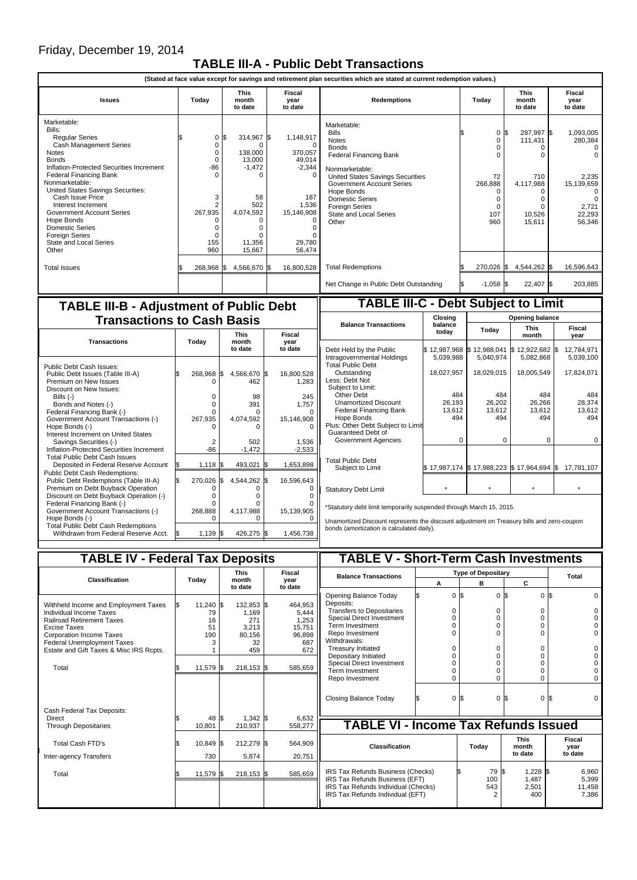Friday, December 19, 2014

# TABLE III-A - Public Debt Transactions

(Stated at face value except for savings and retirement plan securities which are stated at current redemption values.)

| Issues | Today | This month to date | Fiscal year to date |
|---|---|---|---|
| Marketable: | | | |
| Bills: | | | |
| Regular Series | $ 0 | $ 314,967 | $ 1,148,917 |
| Cash Management Series | 0 | 0 | 0 |
| Notes | 0 | 138,000 | 370,057 |
| Bonds | 0 | 13,000 | 49,014 |
| Inflation-Protected Securities Increment | -86 | -1,472 | -2,344 |
| Federal Financing Bank | 0 | 0 | 0 |
| Nonmarketable: | | | |
| United States Savings Securities: | | | |
| Cash Issue Price | 3 | 58 | 187 |
| Interest Increment | 2 | 502 | 1,536 |
| Government Account Series | 267,935 | 4,074,592 | 15,146,908 |
| Hope Bonds | 0 | 0 | 0 |
| Domestic Series | 0 | 0 | 0 |
| Foreign Series | 0 | 0 | 0 |
| State and Local Series | 155 | 11,356 | 29,780 |
| Other | 960 | 15,667 | 56,474 |
| Total Issues | $ 268,968 | $ 4,566,670 | $ 16,800,528 |

| Redemptions | Today | This month to date | Fiscal year to date |
|---|---|---|---|
| Marketable: | | | |
| Bills | $ 0 | $ 287,997 | $ 1,093,005 |
| Notes | 0 | 111,431 | 280,384 |
| Bonds | 0 | 0 | 0 |
| Federal Financing Bank | 0 | 0 | 0 |
| Nonmarketable: | | | |
| United States Savings Securities | 72 | 710 | 2,235 |
| Government Account Series | 268,888 | 4,117,988 | 15,139,659 |
| Hope Bonds | 0 | 0 | 0 |
| Domestic Series | 0 | 0 | 0 |
| Foreign Series | 0 | 0 | 2,721 |
| State and Local Series | 107 | 10,526 | 22,293 |
| Other | 960 | 15,611 | 56,346 |
| Total Redemptions | $ 270,026 | $ 4,544,262 | $ 16,596,643 |
| Net Change in Public Debt Outstanding | $ -1,058 | $ 22,407 | $ 203,885 |

# TABLE III-B - Adjustment of Public Debt Transactions to Cash Basis

| Transactions | Today | This month to date | Fiscal year to date |
|---|---|---|---|
| Public Debt Cash Issues: | | | |
| Public Debt Issues (Table III-A) | $ 268,968 | $ 4,566,670 | $ 16,800,528 |
| Premium on New Issues | 0 | 462 | 1,283 |
| Discount on New Issues: | | | |
| Bills (-) | 0 | 98 | 245 |
| Bonds and Notes (-) | 0 | 391 | 1,757 |
| Federal Financing Bank (-) | 0 | 0 | 0 |
| Government Account Transactions (-) | 267,935 | 4,074,592 | 15,146,908 |
| Hope Bonds (-) | 0 | 0 | 0 |
| Interest Increment on United States Savings Securities (-) | 2 | 502 | 1,536 |
| Inflation-Protected Securities Increment | -86 | -1,472 | -2,533 |
| Total Public Debt Cash Issues Deposited in Federal Reserve Account | $ 1,118 | $ 493,021 | $ 1,653,898 |
| Public Debt Cash Redemptions: | | | |
| Public Debt Redemptions (Table III-A) | $ 270,026 | $ 4,544,262 | $ 16,596,643 |
| Premium on Debt Buyback Operation | 0 | 0 | 0 |
| Discount on Debt Buyback Operation (-) | 0 | 0 | 0 |
| Federal Financing Bank (-) | 0 | 0 | 0 |
| Government Account Transactions (-) | 268,888 | 4,117,988 | 15,139,905 |
| Hope Bonds (-) | 0 | 0 | 0 |
| Total Public Debt Cash Redemptions Withdrawn from Federal Reserve Acct. | $ 1,139 | $ 426,275 | $ 1,456,738 |

# TABLE III-C - Debt Subject to Limit

| Balance Transactions | Closing balance today | Opening balance Today | Opening balance This month | Opening balance Fiscal year |
|---|---|---|---|---|
| Debt Held by the Public | $ 12,987,968 | $ 12,988,041 | $ 12,922,682 | $ 12,784,971 |
| Intragovernmental Holdings | 5,039,988 | 5,040,974 | 5,082,868 | 5,039,100 |
| Total Public Debt Outstanding | 18,027,957 | 18,029,015 | 18,005,549 | 17,824,071 |
| Less: Debt Not Subject to Limit: | | | | |
| Other Debt | 484 | 484 | 484 | 484 |
| Unamortized Discount | 26,193 | 26,202 | 26,266 | 28,374 |
| Federal Financing Bank | 13,612 | 13,612 | 13,612 | 13,612 |
| Hope Bonds | 494 | 494 | 494 | 494 |
| Plus: Other Debt Subject to Limit | | | | |
| Guaranteed Debt of Government Agencies | 0 | 0 | 0 | 0 |
| Total Public Debt Subject to Limit | $ 17,987,174 | $ 17,988,223 | $ 17,964,694 | $ 17,781,107 |
| Statutory Debt Limit | * | * | * | * |

*Statutory debt limit temporarily suspended through March 15, 2015.

Unamortized Discount represents the discount adjustment on Treasury bills and zero-coupon bonds (amortization is calculated daily).

# TABLE IV - Federal Tax Deposits

| Classification | Today | This month to date | Fiscal year to date |
|---|---|---|---|
| Withheld Income and Employment Taxes | $ 11,240 | $ 132,853 | $ 464,953 |
| Individual Income Taxes | 79 | 1,169 | 5,444 |
| Railroad Retirement Taxes | 16 | 271 | 1,253 |
| Excise Taxes | 51 | 3,213 | 15,751 |
| Corporation Income Taxes | 190 | 80,156 | 96,898 |
| Federal Unemployment Taxes | 3 | 32 | 687 |
| Estate and Gift Taxes & Misc IRS Rcpts. | 1 | 459 | 672 |
| Total | $ 11,579 | $ 218,153 | $ 585,659 |
| Cash Federal Tax Deposits: | | | |
| Direct | $ 48 | $ 1,342 | $ 6,632 |
| Through Depositaries | 10,801 | 210,937 | 558,277 |
| Total Cash FTD's | $ 10,849 | $ 212,279 | $ 564,909 |
| Inter-agency Transfers | 730 | 5,874 | 20,751 |
| Total | $ 11,579 | $ 218,153 | $ 585,659 |

# TABLE V - Short-Term Cash Investments

| Balance Transactions | Type of Depositary A | Type of Depositary B | Type of Depositary C | Total |
|---|---|---|---|---|
| Opening Balance Today | $ 0 | $ 0 | $ 0 | $ 0 |
| Deposits: | | | | |
| Transfers to Depositaries | 0 | 0 | 0 | 0 |
| Special Direct Investment | 0 | 0 | 0 | 0 |
| Term Investment | 0 | 0 | 0 | 0 |
| Repo Investment | 0 | 0 | 0 | 0 |
| Withdrawals: | | | | |
| Treasury Initiated | 0 | 0 | 0 | 0 |
| Depositary Initiated | 0 | 0 | 0 | 0 |
| Special Direct Investment | 0 | 0 | 0 | 0 |
| Term Investment | 0 | 0 | 0 | 0 |
| Repo Investment | 0 | 0 | 0 | 0 |
| Closing Balance Today | $ 0 | $ 0 | $ 0 | $ 0 |

# TABLE VI - Income Tax Refunds Issued

| Classification | Today | This month to date | Fiscal year to date |
|---|---|---|---|
| IRS Tax Refunds Business (Checks) | $ 79 | $ 1,228 | $ 6,960 |
| IRS Tax Refunds Business (EFT) | 100 | 1,487 | 5,399 |
| IRS Tax Refunds Individual (Checks) | 543 | 2,501 | 11,458 |
| IRS Tax Refunds Individual (EFT) | 2 | 400 | 7,386 |